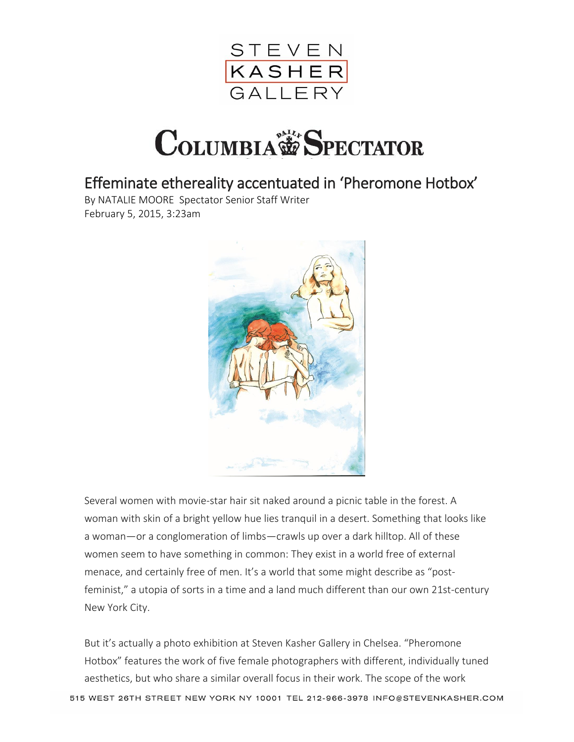STEVEN KASHER GALLERY

COLUMBIA DAILY SPECTATOR

# Effeminate ethereality accentuated in 'Pheromone Hotbox'

By NATALIE MOORE Spectator Senior Staff Writer
February 5, 2015, 3:23am

Several women with movie-star hair sit naked around a picnic table in the forest. A woman with skin of a bright yellow hue lies tranquil in a desert. Something that looks like a woman—or a conglomeration of limbs—crawls up over a dark hilltop. All of these women seem to have something in common: They exist in a world free of external menace, and certainly free of men. It's a world that some might describe as "post-feminist," a utopia of sorts in a time and a land much different than our own 21st-century New York City.

But it's actually a photo exhibition at Steven Kasher Gallery in Chelsea. "Pheromone Hotbox" features the work of five female photographers with different, individually tuned aesthetics, but who share a similar overall focus in their work. The scope of the work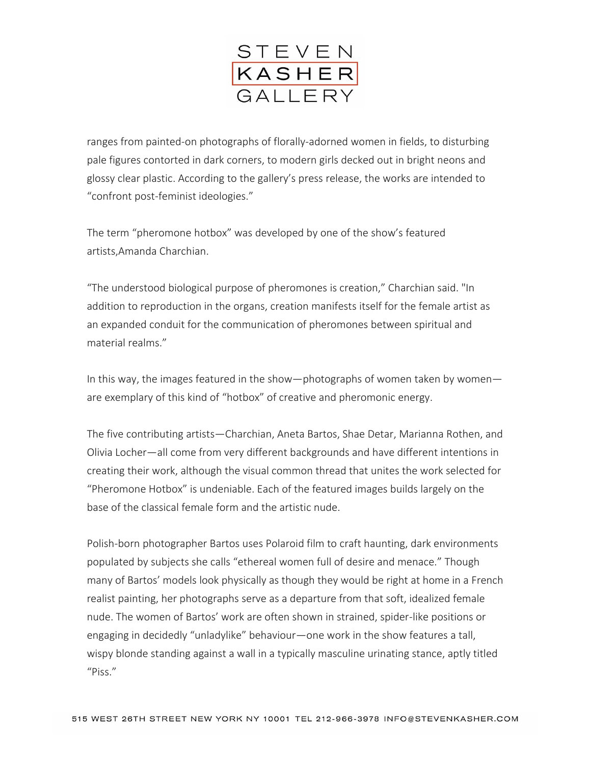ranges from painted-on photographs of florally-adorned women in fields, to disturbing pale figures contorted in dark corners, to modern girls decked out in bright neons and glossy clear plastic. According to the gallery's press release, the works are intended to "confront post-feminist ideologies."

The term "pheromone hotbox" was developed by one of the show's featured artists,Amanda Charchian.

"The understood biological purpose of pheromones is creation," Charchian said. "In addition to reproduction in the organs, creation manifests itself for the female artist as an expanded conduit for the communication of pheromones between spiritual and material realms."

In this way, the images featured in the show—photographs of women taken by women—are exemplary of this kind of "hotbox" of creative and pheromonic energy.

The five contributing artists—Charchian, Aneta Bartos, Shae Detar, Marianna Rothen, and Olivia Locher—all come from very different backgrounds and have different intentions in creating their work, although the visual common thread that unites the work selected for "Pheromone Hotbox" is undeniable. Each of the featured images builds largely on the base of the classical female form and the artistic nude.

Polish-born photographer Bartos uses Polaroid film to craft haunting, dark environments populated by subjects she calls "ethereal women full of desire and menace." Though many of Bartos' models look physically as though they would be right at home in a French realist painting, her photographs serve as a departure from that soft, idealized female nude. The women of Bartos' work are often shown in strained, spider-like positions or engaging in decidedly "unladylike" behaviour—one work in the show features a tall, wispy blonde standing against a wall in a typically masculine urinating stance, aptly titled "Piss."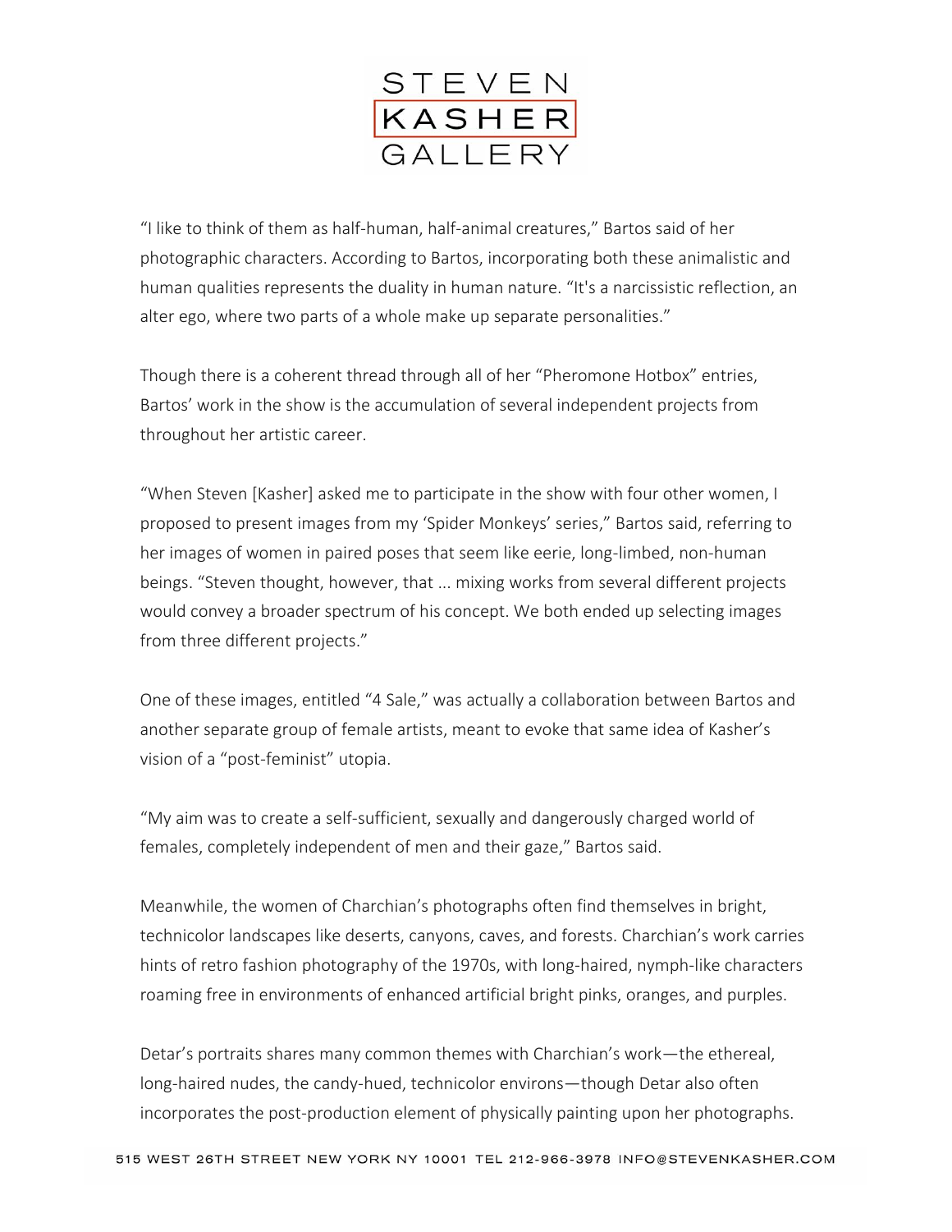"I like to think of them as half-human, half-animal creatures," Bartos said of her photographic characters. According to Bartos, incorporating both these animalistic and human qualities represents the duality in human nature. "It's a narcissistic reflection, an alter ego, where two parts of a whole make up separate personalities."

Though there is a coherent thread through all of her "Pheromone Hotbox" entries, Bartos' work in the show is the accumulation of several independent projects from throughout her artistic career.

"When Steven [Kasher] asked me to participate in the show with four other women, I proposed to present images from my 'Spider Monkeys' series," Bartos said, referring to her images of women in paired poses that seem like eerie, long-limbed, non-human beings. "Steven thought, however, that ... mixing works from several different projects would convey a broader spectrum of his concept. We both ended up selecting images from three different projects."

One of these images, entitled "4 Sale," was actually a collaboration between Bartos and another separate group of female artists, meant to evoke that same idea of Kasher's vision of a "post-feminist" utopia.

"My aim was to create a self-sufficient, sexually and dangerously charged world of females, completely independent of men and their gaze," Bartos said.

Meanwhile, the women of Charchian's photographs often find themselves in bright, technicolor landscapes like deserts, canyons, caves, and forests. Charchian's work carries hints of retro fashion photography of the 1970s, with long-haired, nymph-like characters roaming free in environments of enhanced artificial bright pinks, oranges, and purples.

Detar's portraits shares many common themes with Charchian's work—the ethereal, long-haired nudes, the candy-hued, technicolor environs—though Detar also often incorporates the post-production element of physically painting upon her photographs.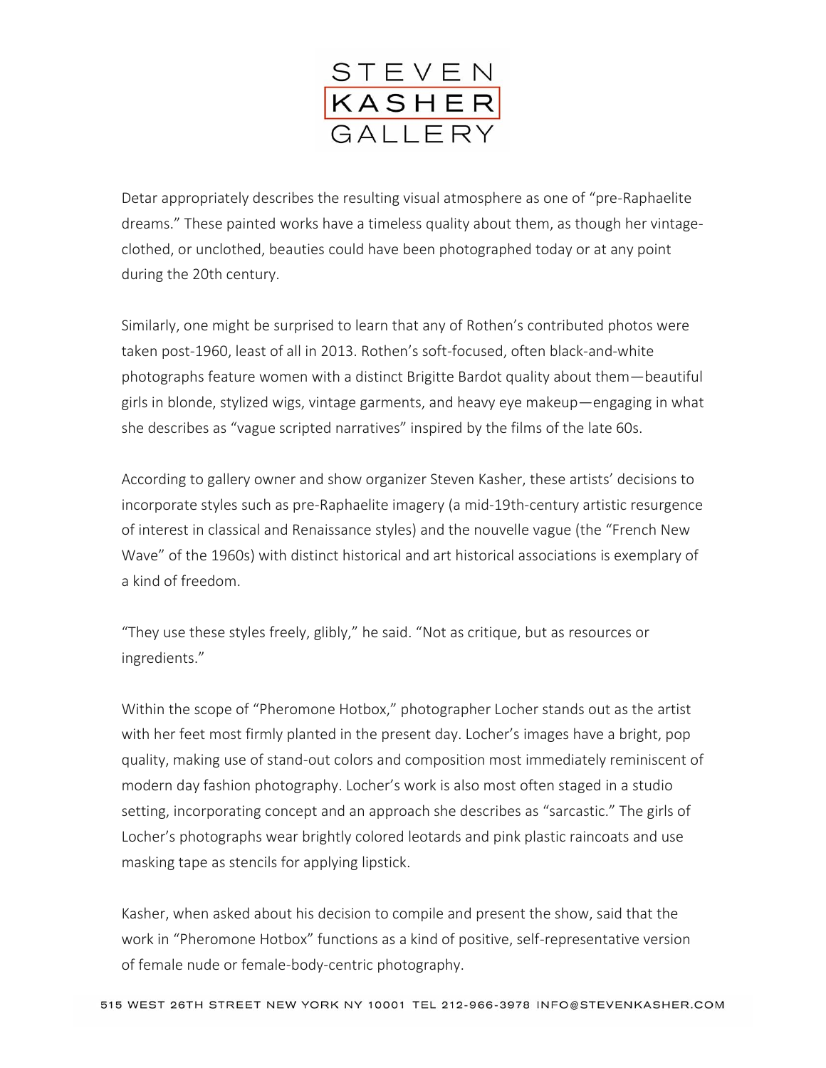Detar appropriately describes the resulting visual atmosphere as one of "pre-Raphaelite dreams." These painted works have a timeless quality about them, as though her vintage-clothed, or unclothed, beauties could have been photographed today or at any point during the 20th century.

Similarly, one might be surprised to learn that any of Rothen's contributed photos were taken post-1960, least of all in 2013. Rothen's soft-focused, often black-and-white photographs feature women with a distinct Brigitte Bardot quality about them—beautiful girls in blonde, stylized wigs, vintage garments, and heavy eye makeup—engaging in what she describes as "vague scripted narratives" inspired by the films of the late 60s.

According to gallery owner and show organizer Steven Kasher, these artists' decisions to incorporate styles such as pre-Raphaelite imagery (a mid-19th-century artistic resurgence of interest in classical and Renaissance styles) and the nouvelle vague (the "French New Wave" of the 1960s) with distinct historical and art historical associations is exemplary of a kind of freedom.

"They use these styles freely, glibly," he said. "Not as critique, but as resources or ingredients."

Within the scope of "Pheromone Hotbox," photographer Locher stands out as the artist with her feet most firmly planted in the present day. Locher's images have a bright, pop quality, making use of stand-out colors and composition most immediately reminiscent of modern day fashion photography. Locher's work is also most often staged in a studio setting, incorporating concept and an approach she describes as "sarcastic." The girls of Locher's photographs wear brightly colored leotards and pink plastic raincoats and use masking tape as stencils for applying lipstick.

Kasher, when asked about his decision to compile and present the show, said that the work in "Pheromone Hotbox" functions as a kind of positive, self-representative version of female nude or female-body-centric photography.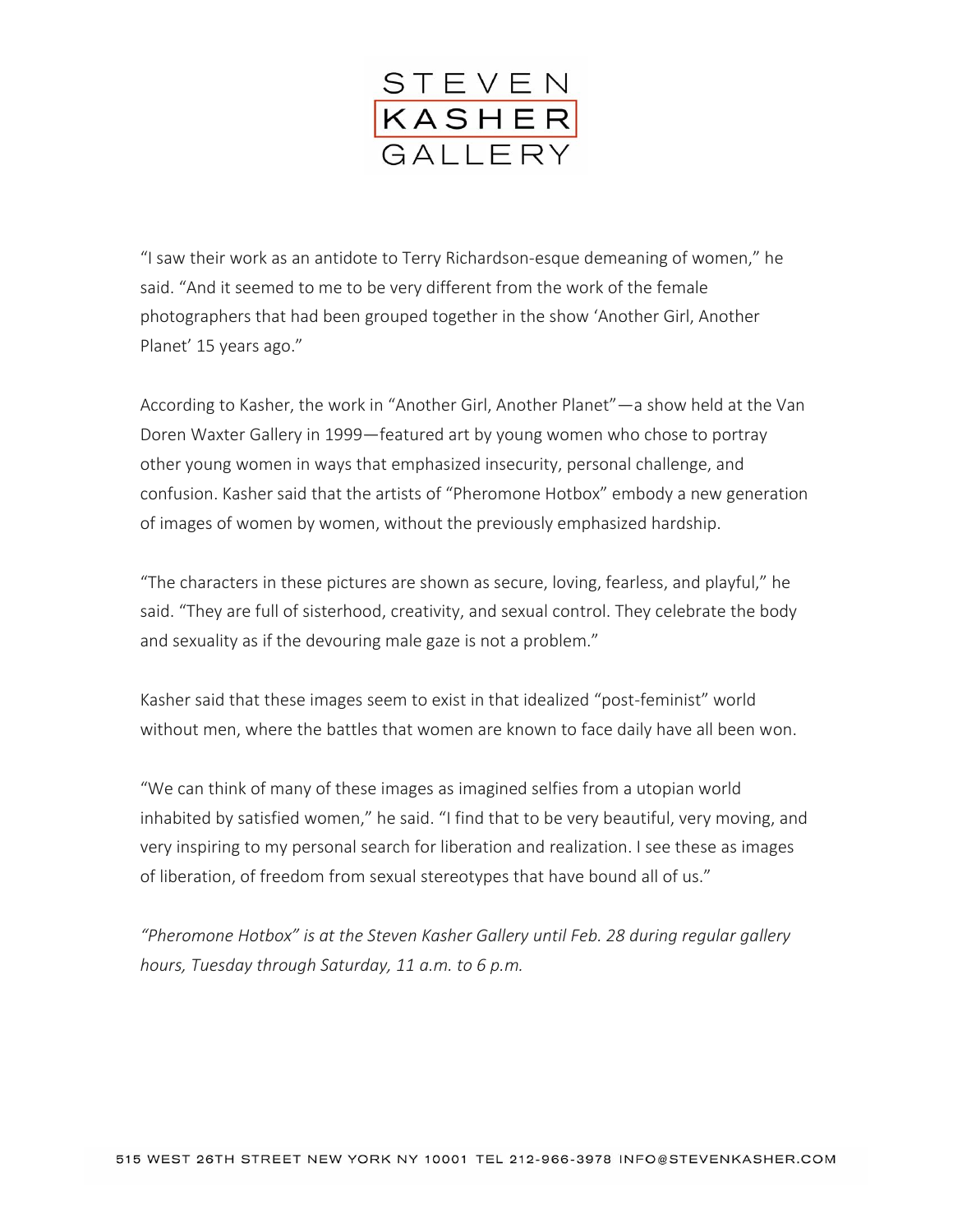"I saw their work as an antidote to Terry Richardson-esque demeaning of women," he said. "And it seemed to me to be very different from the work of the female photographers that had been grouped together in the show 'Another Girl, Another Planet' 15 years ago."

According to Kasher, the work in "Another Girl, Another Planet"—a show held at the Van Doren Waxter Gallery in 1999—featured art by young women who chose to portray other young women in ways that emphasized insecurity, personal challenge, and confusion. Kasher said that the artists of "Pheromone Hotbox" embody a new generation of images of women by women, without the previously emphasized hardship.

"The characters in these pictures are shown as secure, loving, fearless, and playful," he said. "They are full of sisterhood, creativity, and sexual control. They celebrate the body and sexuality as if the devouring male gaze is not a problem."

Kasher said that these images seem to exist in that idealized "post-feminist" world without men, where the battles that women are known to face daily have all been won.

"We can think of many of these images as imagined selfies from a utopian world inhabited by satisfied women," he said. "I find that to be very beautiful, very moving, and very inspiring to my personal search for liberation and realization. I see these as images of liberation, of freedom from sexual stereotypes that have bound all of us."

*"Pheromone Hotbox" is at the Steven Kasher Gallery until Feb. 28 during regular gallery hours, Tuesday through Saturday, 11 a.m. to 6 p.m.*